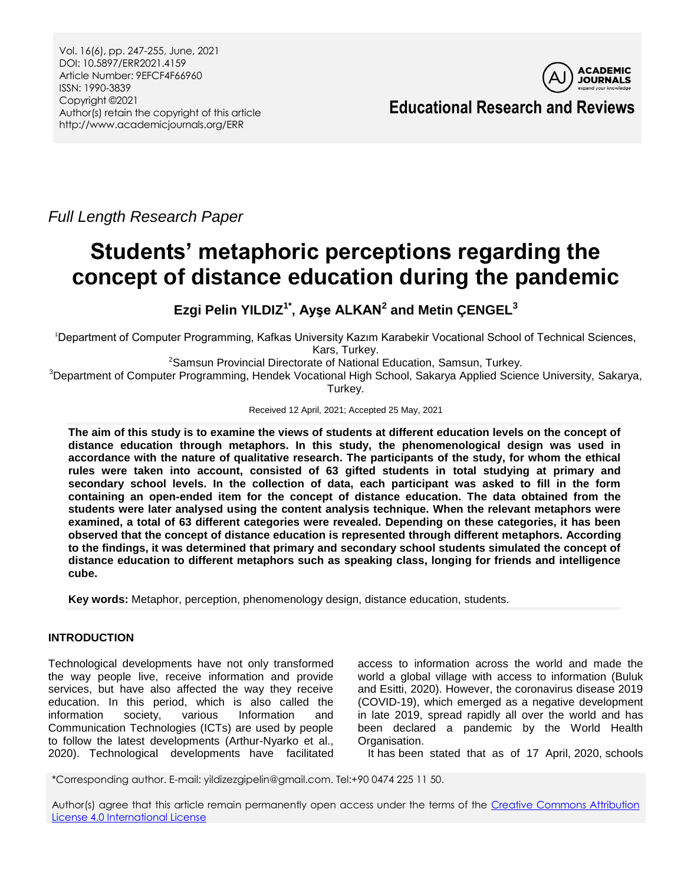*Full Length Research Paper*

# Students' metaphoric perceptions regarding the concept of distance education during the pandemic

**Ezgi Pelin YILDIZ[1*], Ayşe ALKAN[2] and Metin ÇENGEL[3]**

[1]Department of Computer Programming, Kafkas University Kazım Karabekir Vocational School of Technical Sciences, Kars, Turkey.

[2]Samsun Provincial Directorate of National Education, Samsun, Turkey.

[3]Department of Computer Programming, Hendek Vocational High School, Sakarya Applied Science University, Sakarya, Turkey.

Received 12 April, 2021; Accepted 25 May, 2021

**The aim of this study is to examine the views of students at different education levels on the concept of distance education through metaphors. In this study, the phenomenological design was used in accordance with the nature of qualitative research. The participants of the study, for whom the ethical rules were taken into account, consisted of 63 gifted students in total studying at primary and secondary school levels. In the collection of data, each participant was asked to fill in the form containing an open-ended item for the concept of distance education. The data obtained from the students were later analysed using the content analysis technique. When the relevant metaphors were examined, a total of 63 different categories were revealed. Depending on these categories, it has been observed that the concept of distance education is represented through different metaphors. According to the findings, it was determined that primary and secondary school students simulated the concept of distance education to different metaphors such as speaking class, longing for friends and intelligence cube.**

**Key words:** Metaphor, perception, phenomenology design, distance education, students.

## INTRODUCTION

Technological developments have not only transformed the way people live, receive information and provide services, but have also affected the way they receive education. In this period, which is also called the information society, various Information and Communication Technologies (ICTs) are used by people to follow the latest developments (Arthur-Nyarko et al., 2020). Technological developments have facilitated access to information across the world and made the world a global village with access to information (Buluk and Esitti, 2020). However, the coronavirus disease 2019 (COVID-19), which emerged as a negative development in late 2019, spread rapidly all over the world and has been declared a pandemic by the World Health Organisation.

It has been stated that as of 17 April, 2020, schools

*Corresponding author. E-mail: yildizezgipelin@gmail.com. Tel:+90 0474 225 11 50.

Author(s) agree that this article remain permanently open access under the terms of the Creative Commons Attribution License 4.0 International License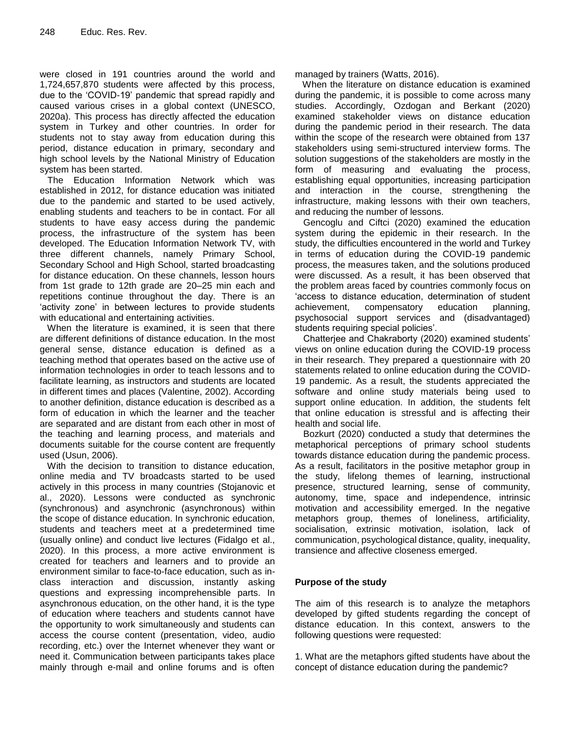were closed in 191 countries around the world and 1,724,657,870 students were affected by this process, due to the 'COVID-19' pandemic that spread rapidly and caused various crises in a global context (UNESCO, 2020a). This process has directly affected the education system in Turkey and other countries. In order for students not to stay away from education during this period, distance education in primary, secondary and high school levels by the National Ministry of Education system has been started.

The Education Information Network which was established in 2012, for distance education was initiated due to the pandemic and started to be used actively, enabling students and teachers to be in contact. For all students to have easy access during the pandemic process, the infrastructure of the system has been developed. The Education Information Network TV, with three different channels, namely Primary School, Secondary School and High School, started broadcasting for distance education. On these channels, lesson hours from 1st grade to 12th grade are 20–25 min each and repetitions continue throughout the day. There is an 'activity zone' in between lectures to provide students with educational and entertaining activities.

When the literature is examined, it is seen that there are different definitions of distance education. In the most general sense, distance education is defined as a teaching method that operates based on the active use of information technologies in order to teach lessons and to facilitate learning, as instructors and students are located in different times and places (Valentine, 2002). According to another definition, distance education is described as a form of education in which the learner and the teacher are separated and are distant from each other in most of the teaching and learning process, and materials and documents suitable for the course content are frequently used (Usun, 2006).

With the decision to transition to distance education, online media and TV broadcasts started to be used actively in this process in many countries (Stojanovic et al., 2020). Lessons were conducted as synchronic (synchronous) and asynchronic (asynchronous) within the scope of distance education. In synchronic education, students and teachers meet at a predetermined time (usually online) and conduct live lectures (Fidalgo et al., 2020). In this process, a more active environment is created for teachers and learners and to provide an environment similar to face-to-face education, such as in-class interaction and discussion, instantly asking questions and expressing incomprehensible parts. In asynchronous education, on the other hand, it is the type of education where teachers and students cannot have the opportunity to work simultaneously and students can access the course content (presentation, video, audio recording, etc.) over the Internet whenever they want or need it. Communication between participants takes place mainly through e-mail and online forums and is often managed by trainers (Watts, 2016).

When the literature on distance education is examined during the pandemic, it is possible to come across many studies. Accordingly, Ozdogan and Berkant (2020) examined stakeholder views on distance education during the pandemic period in their research. The data within the scope of the research were obtained from 137 stakeholders using semi-structured interview forms. The solution suggestions of the stakeholders are mostly in the form of measuring and evaluating the process, establishing equal opportunities, increasing participation and interaction in the course, strengthening the infrastructure, making lessons with their own teachers, and reducing the number of lessons.

Gencoglu and Ciftci (2020) examined the education system during the epidemic in their research. In the study, the difficulties encountered in the world and Turkey in terms of education during the COVID-19 pandemic process, the measures taken, and the solutions produced were discussed. As a result, it has been observed that the problem areas faced by countries commonly focus on 'access to distance education, determination of student achievement, compensatory education planning, psychosocial support services and (disadvantaged) students requiring special policies'.

Chatterjee and Chakraborty (2020) examined students' views on online education during the COVID-19 process in their research. They prepared a questionnaire with 20 statements related to online education during the COVID-19 pandemic. As a result, the students appreciated the software and online study materials being used to support online education. In addition, the students felt that online education is stressful and is affecting their health and social life.

Bozkurt (2020) conducted a study that determines the metaphorical perceptions of primary school students towards distance education during the pandemic process. As a result, facilitators in the positive metaphor group in the study, lifelong themes of learning, instructional presence, structured learning, sense of community, autonomy, time, space and independence, intrinsic motivation and accessibility emerged. In the negative metaphors group, themes of loneliness, artificiality, socialisation, extrinsic motivation, isolation, lack of communication, psychological distance, quality, inequality, transience and affective closeness emerged.

### Purpose of the study

The aim of this research is to analyze the metaphors developed by gifted students regarding the concept of distance education. In this context, answers to the following questions were requested:

1. What are the metaphors gifted students have about the concept of distance education during the pandemic?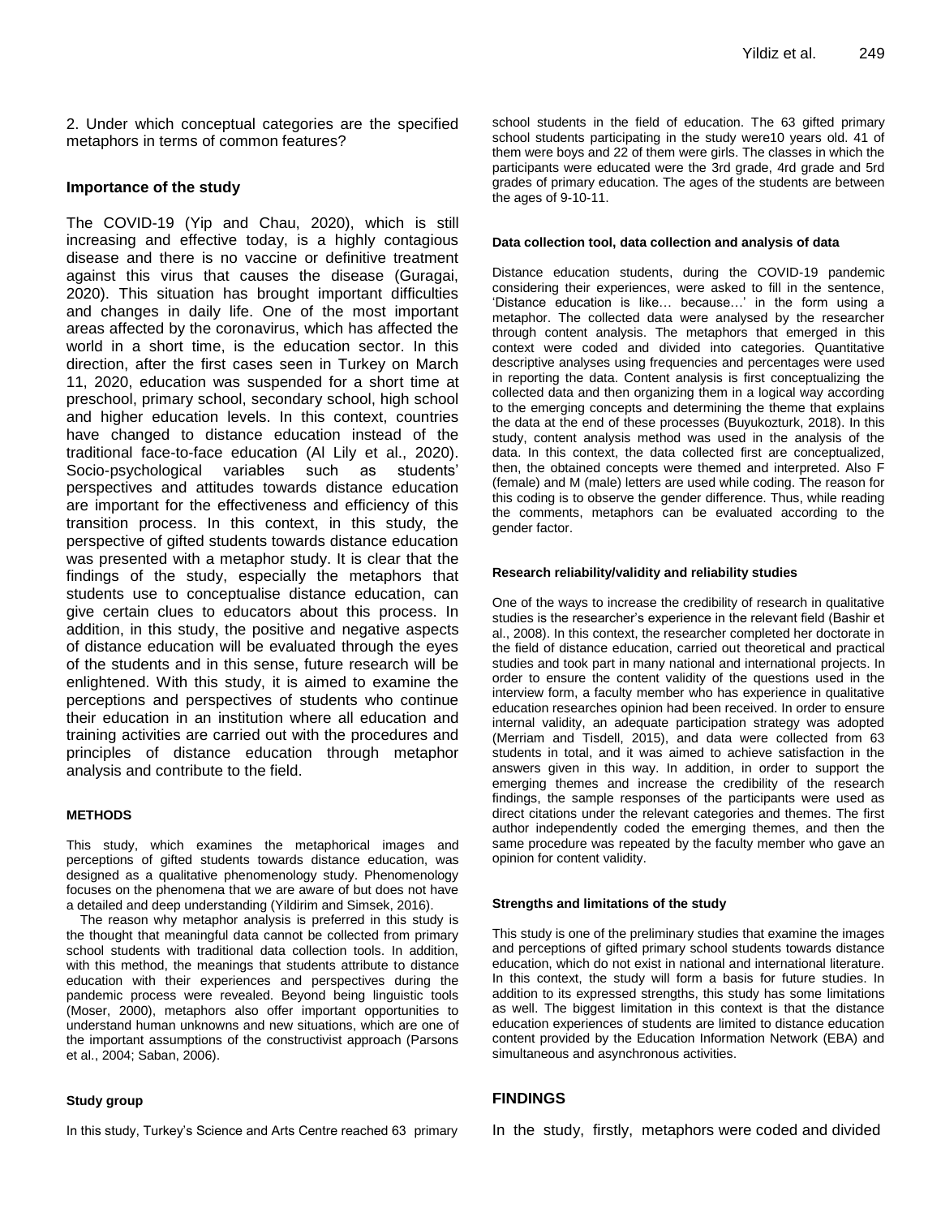2. Under which conceptual categories are the specified metaphors in terms of common features?

## Importance of the study

The COVID-19 (Yip and Chau, 2020), which is still increasing and effective today, is a highly contagious disease and there is no vaccine or definitive treatment against this virus that causes the disease (Guragai, 2020). This situation has brought important difficulties and changes in daily life. One of the most important areas affected by the coronavirus, which has affected the world in a short time, is the education sector. In this direction, after the first cases seen in Turkey on March 11, 2020, education was suspended for a short time at preschool, primary school, secondary school, high school and higher education levels. In this context, countries have changed to distance education instead of the traditional face-to-face education (Al Lily et al., 2020). Socio-psychological variables such as students' perspectives and attitudes towards distance education are important for the effectiveness and efficiency of this transition process. In this context, in this study, the perspective of gifted students towards distance education was presented with a metaphor study. It is clear that the findings of the study, especially the metaphors that students use to conceptualise distance education, can give certain clues to educators about this process. In addition, in this study, the positive and negative aspects of distance education will be evaluated through the eyes of the students and in this sense, future research will be enlightened. With this study, it is aimed to examine the perceptions and perspectives of students who continue their education in an institution where all education and training activities are carried out with the procedures and principles of distance education through metaphor analysis and contribute to the field.

## METHODS

This study, which examines the metaphorical images and perceptions of gifted students towards distance education, was designed as a qualitative phenomenology study. Phenomenology focuses on the phenomena that we are aware of but does not have a detailed and deep understanding (Yildirim and Simsek, 2016).

The reason why metaphor analysis is preferred in this study is the thought that meaningful data cannot be collected from primary school students with traditional data collection tools. In addition, with this method, the meanings that students attribute to distance education with their experiences and perspectives during the pandemic process were revealed. Beyond being linguistic tools (Moser, 2000), metaphors also offer important opportunities to understand human unknowns and new situations, which are one of the important assumptions of the constructivist approach (Parsons et al., 2004; Saban, 2006).

### Study group

In this study, Turkey's Science and Arts Centre reached 63 primary school students in the field of education. The 63 gifted primary school students participating in the study were10 years old. 41 of them were boys and 22 of them were girls. The classes in which the participants were educated were the 3rd grade, 4rd grade and 5rd grades of primary education. The ages of the students are between the ages of 9-10-11.

### Data collection tool, data collection and analysis of data

Distance education students, during the COVID-19 pandemic considering their experiences, were asked to fill in the sentence, 'Distance education is like… because…' in the form using a metaphor. The collected data were analysed by the researcher through content analysis. The metaphors that emerged in this context were coded and divided into categories. Quantitative descriptive analyses using frequencies and percentages were used in reporting the data. Content analysis is first conceptualizing the collected data and then organizing them in a logical way according to the emerging concepts and determining the theme that explains the data at the end of these processes (Buyukozturk, 2018). In this study, content analysis method was used in the analysis of the data. In this context, the data collected first are conceptualized, then, the obtained concepts were themed and interpreted. Also F (female) and M (male) letters are used while coding. The reason for this coding is to observe the gender difference. Thus, while reading the comments, metaphors can be evaluated according to the gender factor.

### Research reliability/validity and reliability studies

One of the ways to increase the credibility of research in qualitative studies is the researcher's experience in the relevant field (Bashir et al., 2008). In this context, the researcher completed her doctorate in the field of distance education, carried out theoretical and practical studies and took part in many national and international projects. In order to ensure the content validity of the questions used in the interview form, a faculty member who has experience in qualitative education researches opinion had been received. In order to ensure internal validity, an adequate participation strategy was adopted (Merriam and Tisdell, 2015), and data were collected from 63 students in total, and it was aimed to achieve satisfaction in the answers given in this way. In addition, in order to support the emerging themes and increase the credibility of the research findings, the sample responses of the participants were used as direct citations under the relevant categories and themes. The first author independently coded the emerging themes, and then the same procedure was repeated by the faculty member who gave an opinion for content validity.

### Strengths and limitations of the study

This study is one of the preliminary studies that examine the images and perceptions of gifted primary school students towards distance education, which do not exist in national and international literature. In this context, the study will form a basis for future studies. In addition to its expressed strengths, this study has some limitations as well. The biggest limitation in this context is that the distance education experiences of students are limited to distance education content provided by the Education Information Network (EBA) and simultaneous and asynchronous activities.

## FINDINGS

In the study, firstly, metaphors were coded and divided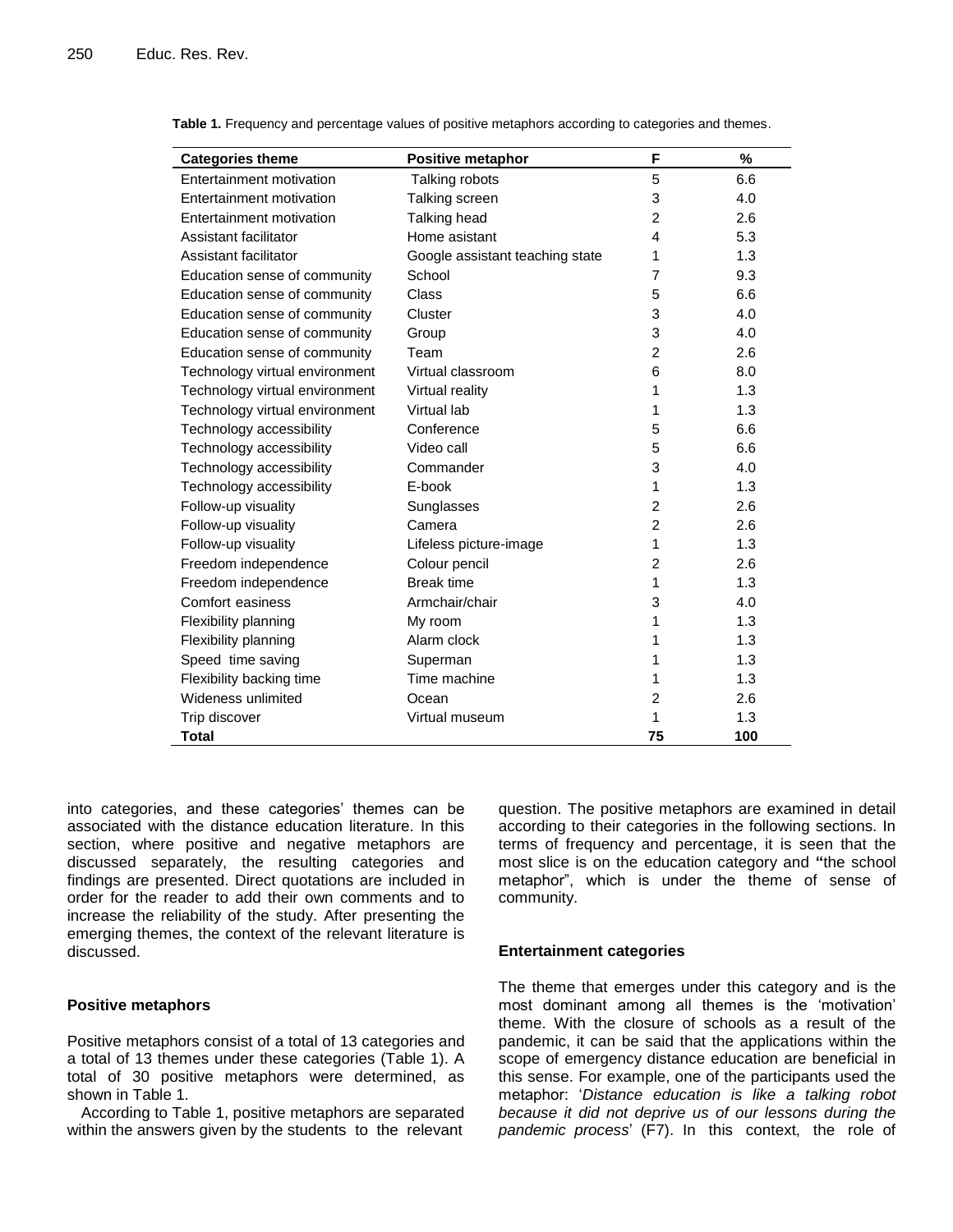**Table 1.** Frequency and percentage values of positive metaphors according to categories and themes.

| Categories theme | Positive metaphor | F | % |
|---|---|---|---|
| Entertainment motivation | Talking robots | 5 | 6.6 |
| Entertainment motivation | Talking screen | 3 | 4.0 |
| Entertainment motivation | Talking head | 2 | 2.6 |
| Assistant facilitator | Home asistant | 4 | 5.3 |
| Assistant facilitator | Google assistant teaching state | 1 | 1.3 |
| Education sense of community | School | 7 | 9.3 |
| Education sense of community | Class | 5 | 6.6 |
| Education sense of community | Cluster | 3 | 4.0 |
| Education sense of community | Group | 3 | 4.0 |
| Education sense of community | Team | 2 | 2.6 |
| Technology virtual environment | Virtual classroom | 6 | 8.0 |
| Technology virtual environment | Virtual reality | 1 | 1.3 |
| Technology virtual environment | Virtual lab | 1 | 1.3 |
| Technology accessibility | Conference | 5 | 6.6 |
| Technology accessibility | Video call | 5 | 6.6 |
| Technology accessibility | Commander | 3 | 4.0 |
| Technology accessibility | E-book | 1 | 1.3 |
| Follow-up visuality | Sunglasses | 2 | 2.6 |
| Follow-up visuality | Camera | 2 | 2.6 |
| Follow-up visuality | Lifeless picture-image | 1 | 1.3 |
| Freedom independence | Colour pencil | 2 | 2.6 |
| Freedom independence | Break time | 1 | 1.3 |
| Comfort easiness | Armchair/chair | 3 | 4.0 |
| Flexibility planning | My room | 1 | 1.3 |
| Flexibility planning | Alarm clock | 1 | 1.3 |
| Speed time saving | Superman | 1 | 1.3 |
| Flexibility backing time | Time machine | 1 | 1.3 |
| Wideness unlimited | Ocean | 2 | 2.6 |
| Trip discover | Virtual museum | 1 | 1.3 |
| **Total** | | **75** | **100** |

into categories, and these categories' themes can be associated with the distance education literature. In this section, where positive and negative metaphors are discussed separately, the resulting categories and findings are presented. Direct quotations are included in order for the reader to add their own comments and to increase the reliability of the study. After presenting the emerging themes, the context of the relevant literature is discussed.

### Positive metaphors

Positive metaphors consist of a total of 13 categories and a total of 13 themes under these categories (Table 1). A total of 30 positive metaphors were determined, as shown in Table 1.

According to Table 1, positive metaphors are separated within the answers given by the students to the relevant question. The positive metaphors are examined in detail according to their categories in the following sections. In terms of frequency and percentage, it is seen that the most slice is on the education category and **"**the school metaphor", which is under the theme of sense of community.

### Entertainment categories

The theme that emerges under this category and is the most dominant among all themes is the 'motivation' theme. With the closure of schools as a result of the pandemic, it can be said that the applications within the scope of emergency distance education are beneficial in this sense. For example, one of the participants used the metaphor: '*Distance education is like a talking robot because it did not deprive us of our lessons during the pandemic process*' (F7). In this context, the role of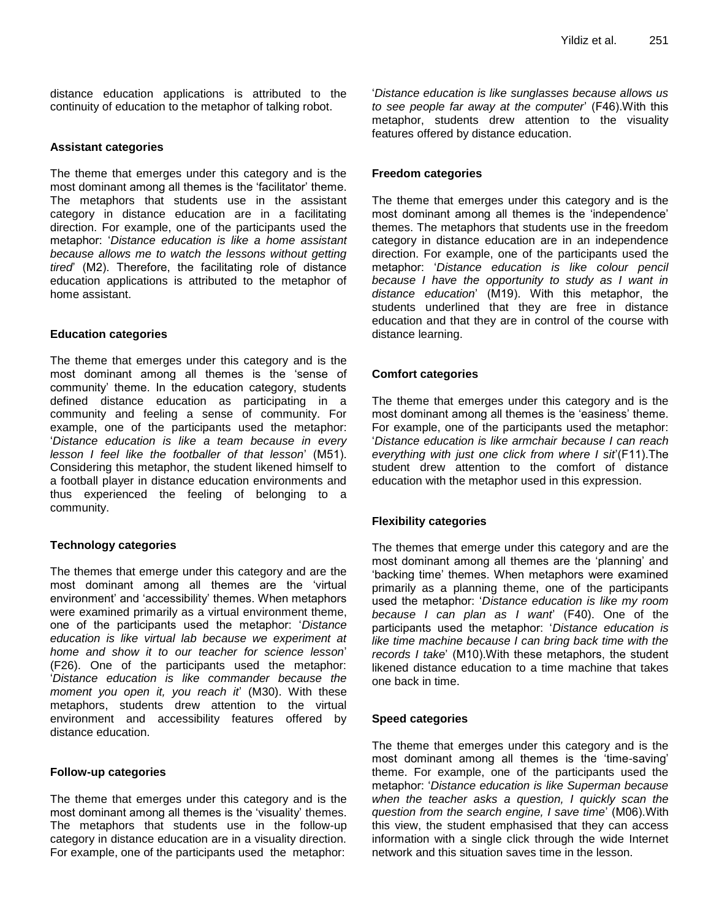distance education applications is attributed to the continuity of education to the metaphor of talking robot.

### Assistant categories

The theme that emerges under this category and is the most dominant among all themes is the 'facilitator' theme. The metaphors that students use in the assistant category in distance education are in a facilitating direction. For example, one of the participants used the metaphor: '*Distance education is like a home assistant because allows me to watch the lessons without getting tired*' (M2). Therefore, the facilitating role of distance education applications is attributed to the metaphor of home assistant.

### Education categories

The theme that emerges under this category and is the most dominant among all themes is the 'sense of community' theme. In the education category, students defined distance education as participating in a community and feeling a sense of community. For example, one of the participants used the metaphor: '*Distance education is like a team because in every lesson I feel like the footballer of that lesson*' (M51). Considering this metaphor, the student likened himself to a football player in distance education environments and thus experienced the feeling of belonging to a community.

### Technology categories

The themes that emerge under this category and are the most dominant among all themes are the 'virtual environment' and 'accessibility' themes. When metaphors were examined primarily as a virtual environment theme, one of the participants used the metaphor: '*Distance education is like virtual lab because we experiment at home and show it to our teacher for science lesson*' (F26). One of the participants used the metaphor: '*Distance education is like commander because the moment you open it, you reach it*' (M30). With these metaphors, students drew attention to the virtual environment and accessibility features offered by distance education.

### Follow-up categories

The theme that emerges under this category and is the most dominant among all themes is the 'visuality' themes. The metaphors that students use in the follow-up category in distance education are in a visuality direction. For example, one of the participants used the metaphor: '*Distance education is like sunglasses because allows us to see people far away at the computer*' (F46).With this metaphor, students drew attention to the visuality features offered by distance education.

### Freedom categories

The theme that emerges under this category and is the most dominant among all themes is the 'independence' themes. The metaphors that students use in the freedom category in distance education are in an independence direction. For example, one of the participants used the metaphor: '*Distance education is like colour pencil because I have the opportunity to study as I want in distance education*' (M19). With this metaphor, the students underlined that they are free in distance education and that they are in control of the course with distance learning.

### Comfort categories

The theme that emerges under this category and is the most dominant among all themes is the 'easiness' theme. For example, one of the participants used the metaphor: '*Distance education is like armchair because I can reach everything with just one click from where I sit*'(F11).The student drew attention to the comfort of distance education with the metaphor used in this expression.

### Flexibility categories

The themes that emerge under this category and are the most dominant among all themes are the 'planning' and 'backing time' themes. When metaphors were examined primarily as a planning theme, one of the participants used the metaphor: '*Distance education is like my room because I can plan as I want*' (F40). One of the participants used the metaphor: '*Distance education is like time machine because I can bring back time with the records I take*' (M10).With these metaphors, the student likened distance education to a time machine that takes one back in time.

### Speed categories

The theme that emerges under this category and is the most dominant among all themes is the 'time-saving' theme. For example, one of the participants used the metaphor: '*Distance education is like Superman because when the teacher asks a question, I quickly scan the question from the search engine, I save time*' (M06).With this view, the student emphasised that they can access information with a single click through the wide Internet network and this situation saves time in the lesson.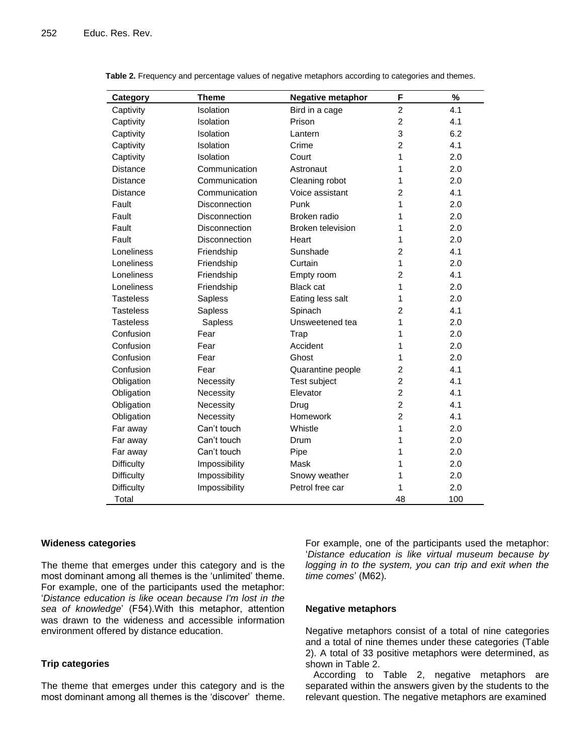**Table 2.** Frequency and percentage values of negative metaphors according to categories and themes.

| Category | Theme | Negative metaphor | F | % |
|---|---|---|---|---|
| Captivity | Isolation | Bird in a cage | 2 | 4.1 |
| Captivity | Isolation | Prison | 2 | 4.1 |
| Captivity | Isolation | Lantern | 3 | 6.2 |
| Captivity | Isolation | Crime | 2 | 4.1 |
| Captivity | Isolation | Court | 1 | 2.0 |
| Distance | Communication | Astronaut | 1 | 2.0 |
| Distance | Communication | Cleaning robot | 1 | 2.0 |
| Distance | Communication | Voice assistant | 2 | 4.1 |
| Fault | Disconnection | Punk | 1 | 2.0 |
| Fault | Disconnection | Broken radio | 1 | 2.0 |
| Fault | Disconnection | Broken television | 1 | 2.0 |
| Fault | Disconnection | Heart | 1 | 2.0 |
| Loneliness | Friendship | Sunshade | 2 | 4.1 |
| Loneliness | Friendship | Curtain | 1 | 2.0 |
| Loneliness | Friendship | Empty room | 2 | 4.1 |
| Loneliness | Friendship | Black cat | 1 | 2.0 |
| Tasteless | Sapless | Eating less salt | 1 | 2.0 |
| Tasteless | Sapless | Spinach | 2 | 4.1 |
| Tasteless | Sapless | Unsweetened tea | 1 | 2.0 |
| Confusion | Fear | Trap | 1 | 2.0 |
| Confusion | Fear | Accident | 1 | 2.0 |
| Confusion | Fear | Ghost | 1 | 2.0 |
| Confusion | Fear | Quarantine people | 2 | 4.1 |
| Obligation | Necessity | Test subject | 2 | 4.1 |
| Obligation | Necessity | Elevator | 2 | 4.1 |
| Obligation | Necessity | Drug | 2 | 4.1 |
| Obligation | Necessity | Homework | 2 | 4.1 |
| Far away | Can't touch | Whistle | 1 | 2.0 |
| Far away | Can't touch | Drum | 1 | 2.0 |
| Far away | Can't touch | Pipe | 1 | 2.0 |
| Difficulty | Impossibility | Mask | 1 | 2.0 |
| Difficulty | Impossibility | Snowy weather | 1 | 2.0 |
| Difficulty | Impossibility | Petrol free car | 1 | 2.0 |
| Total | | | 48 | 100 |

#### Wideness categories

The theme that emerges under this category and is the most dominant among all themes is the 'unlimited' theme. For example, one of the participants used the metaphor: '*Distance education is like ocean because I'm lost in the sea of knowledge*' (F54).With this metaphor, attention was drawn to the wideness and accessible information environment offered by distance education.

#### Trip categories

The theme that emerges under this category and is the most dominant among all themes is the 'discover' theme. For example, one of the participants used the metaphor: '*Distance education is like virtual museum because by logging in to the system, you can trip and exit when the time comes*' (M62).

#### Negative metaphors

Negative metaphors consist of a total of nine categories and a total of nine themes under these categories (Table 2). A total of 33 positive metaphors were determined, as shown in Table 2.

According to Table 2, negative metaphors are separated within the answers given by the students to the relevant question. The negative metaphors are examined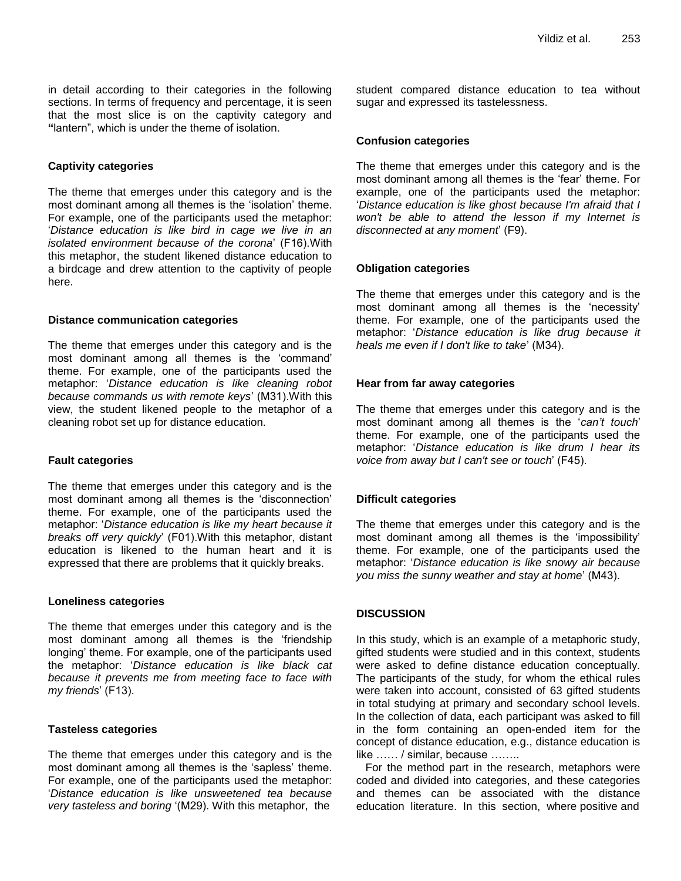in detail according to their categories in the following sections. In terms of frequency and percentage, it is seen that the most slice is on the captivity category and **"**lantern", which is under the theme of isolation.

### Captivity categories

The theme that emerges under this category and is the most dominant among all themes is the 'isolation' theme. For example, one of the participants used the metaphor: '*Distance education is like bird in cage we live in an isolated environment because of the corona*' (F16).With this metaphor, the student likened distance education to a birdcage and drew attention to the captivity of people here.

### Distance communication categories

The theme that emerges under this category and is the most dominant among all themes is the 'command' theme. For example, one of the participants used the metaphor: '*Distance education is like cleaning robot because commands us with remote keys*' (M31).With this view, the student likened people to the metaphor of a cleaning robot set up for distance education.

### Fault categories

The theme that emerges under this category and is the most dominant among all themes is the 'disconnection' theme. For example, one of the participants used the metaphor: '*Distance education is like my heart because it breaks off very quickly*' (F01).With this metaphor, distant education is likened to the human heart and it is expressed that there are problems that it quickly breaks.

### Loneliness categories

The theme that emerges under this category and is the most dominant among all themes is the 'friendship longing' theme. For example, one of the participants used the metaphor: '*Distance education is like black cat because it prevents me from meeting face to face with my friends*' (F13).

### Tasteless categories

The theme that emerges under this category and is the most dominant among all themes is the 'sapless' theme. For example, one of the participants used the metaphor: '*Distance education is like unsweetened tea because very tasteless and boring* '(M29). With this metaphor, the student compared distance education to tea without sugar and expressed its tastelessness.

### Confusion categories

The theme that emerges under this category and is the most dominant among all themes is the 'fear' theme. For example, one of the participants used the metaphor: '*Distance education is like ghost because I'm afraid that I won't be able to attend the lesson if my Internet is disconnected at any moment*' (F9).

### Obligation categories

The theme that emerges under this category and is the most dominant among all themes is the 'necessity' theme. For example, one of the participants used the metaphor: '*Distance education is like drug because it heals me even if I don't like to take*' (M34).

### Hear from far away categories

The theme that emerges under this category and is the most dominant among all themes is the '*can't touch*' theme. For example, one of the participants used the metaphor: '*Distance education is like drum I hear its voice from away but I can't see or touch*' (F45).

### Difficult categories

The theme that emerges under this category and is the most dominant among all themes is the 'impossibility' theme. For example, one of the participants used the metaphor: '*Distance education is like snowy air because you miss the sunny weather and stay at home*' (M43).

## DISCUSSION

In this study, which is an example of a metaphoric study, gifted students were studied and in this context, students were asked to define distance education conceptually. The participants of the study, for whom the ethical rules were taken into account, consisted of 63 gifted students in total studying at primary and secondary school levels. In the collection of data, each participant was asked to fill in the form containing an open-ended item for the concept of distance education, e.g., distance education is like …… / similar, because ……..

For the method part in the research, metaphors were coded and divided into categories, and these categories and themes can be associated with the distance education literature. In this section, where positive and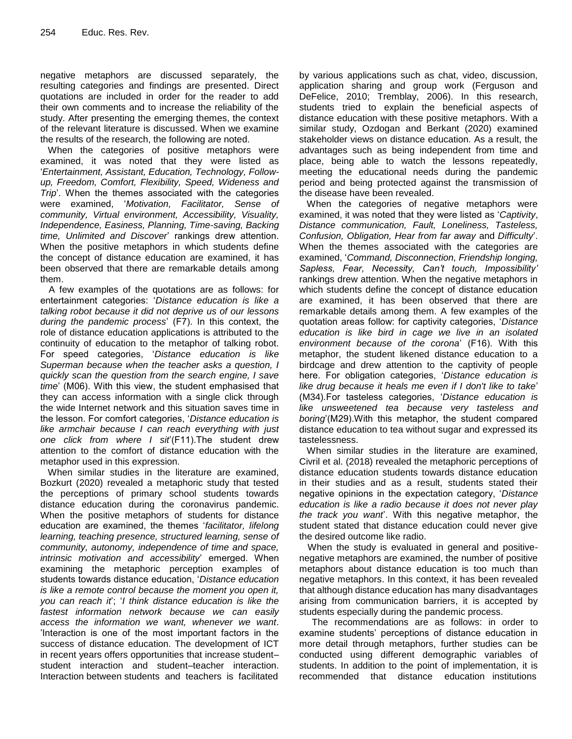negative metaphors are discussed separately, the resulting categories and findings are presented. Direct quotations are included in order for the reader to add their own comments and to increase the reliability of the study. After presenting the emerging themes, the context of the relevant literature is discussed. When we examine the results of the research, the following are noted.

When the categories of positive metaphors were examined, it was noted that they were listed as '*Entertainment, Assistant, Education, Technology, Follow-up, Freedom, Comfort, Flexibility, Speed, Wideness and Trip*'. When the themes associated with the categories were examined, '*Motivation, Facilitator, Sense of community, Virtual environment, Accessibility, Visuality, Independence, Easiness, Planning, Time-saving, Backing time, Unlimited and Discover*' rankings drew attention. When the positive metaphors in which students define the concept of distance education are examined, it has been observed that there are remarkable details among them.

A few examples of the quotations are as follows: for entertainment categories: '*Distance education is like a talking robot because it did not deprive us of our lessons during the pandemic process*' (F7). In this context, the role of distance education applications is attributed to the continuity of education to the metaphor of talking robot. For speed categories, '*Distance education is like Superman because when the teacher asks a question, I quickly scan the question from the search engine, I save time*' (M06). With this view, the student emphasised that they can access information with a single click through the wide Internet network and this situation saves time in the lesson. For comfort categories, '*Distance education is like armchair because I can reach everything with just one click from where I sit*'(F11).The student drew attention to the comfort of distance education with the metaphor used in this expression.

When similar studies in the literature are examined, Bozkurt (2020) revealed a metaphoric study that tested the perceptions of primary school students towards distance education during the coronavirus pandemic. When the positive metaphors of students for distance education are examined, the themes '*facilitator, lifelong learning, teaching presence, structured learning, sense of community, autonomy, independence of time and space, intrinsic motivation and accessibility*' emerged. When examining the metaphoric perception examples of students towards distance education, '*Distance education is like a remote control because the moment you open it, you can reach it*'; '*I think distance education is like the fastest information network because we can easily access the information we want, whenever we want*. 'Interaction is one of the most important factors in the success of distance education. The development of ICT in recent years offers opportunities that increase student–student interaction and student–teacher interaction. Interaction between students and teachers is facilitated by various applications such as chat, video, discussion, application sharing and group work (Ferguson and DeFelice, 2010; Tremblay, 2006). In this research, students tried to explain the beneficial aspects of distance education with these positive metaphors. With a similar study, Ozdogan and Berkant (2020) examined stakeholder views on distance education. As a result, the advantages such as being independent from time and place, being able to watch the lessons repeatedly, meeting the educational needs during the pandemic period and being protected against the transmission of the disease have been revealed.

When the categories of negative metaphors were examined, it was noted that they were listed as '*Captivity*, *Distance communication, Fault, Loneliness, Tasteless, Confusion, Obligation, Hear from far away* and *Difficulty*'. When the themes associated with the categories are examined, '*Command, Disconnection, Friendship longing, Sapless, Fear, Necessity, Can't touch, Impossibility'* rankings drew attention. When the negative metaphors in which students define the concept of distance education are examined, it has been observed that there are remarkable details among them. A few examples of the quotation areas follow: for captivity categories, '*Distance education is like bird in cage we live in an isolated environment because of the corona*' (F16). With this metaphor, the student likened distance education to a birdcage and drew attention to the captivity of people here. For obligation categories, '*Distance education is like drug because it heals me even if I don't like to take*' (M34).For tasteless categories, '*Distance education is like unsweetened tea because very tasteless and boring*'(M29).With this metaphor, the student compared distance education to tea without sugar and expressed its tastelessness.

When similar studies in the literature are examined, Civril et al. (2018) revealed the metaphoric perceptions of distance education students towards distance education in their studies and as a result, students stated their negative opinions in the expectation category, '*Distance education is like a radio because it does not never play the track you want*'. With this negative metaphor, the student stated that distance education could never give the desired outcome like radio.

When the study is evaluated in general and positive-negative metaphors are examined, the number of positive metaphors about distance education is too much than negative metaphors. In this context, it has been revealed that although distance education has many disadvantages arising from communication barriers, it is accepted by students especially during the pandemic process.

The recommendations are as follows: in order to examine students' perceptions of distance education in more detail through metaphors, further studies can be conducted using different demographic variables of students. In addition to the point of implementation, it is recommended that distance education institutions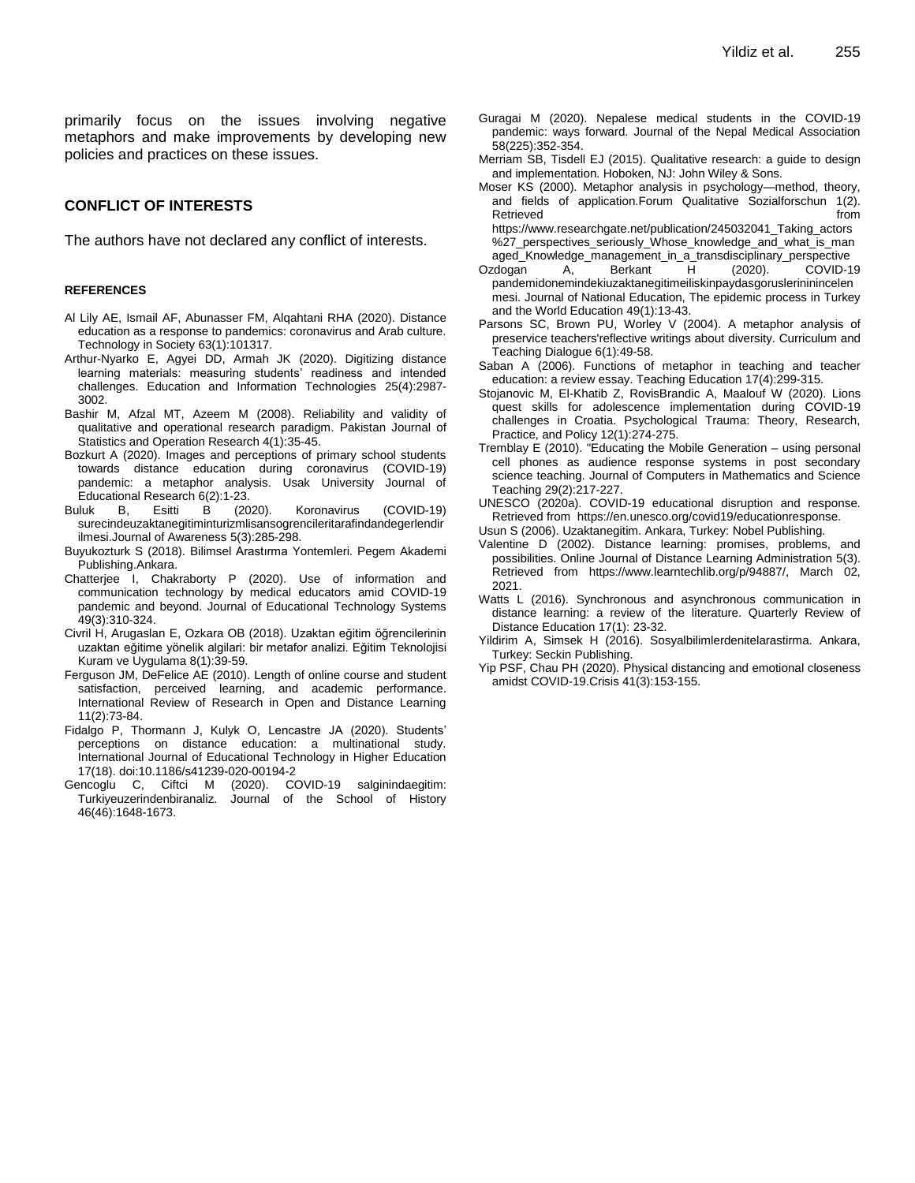primarily focus on the issues involving negative metaphors and make improvements by developing new policies and practices on these issues.

## CONFLICT OF INTERESTS

The authors have not declared any conflict of interests.

## REFERENCES

Al Lily AE, Ismail AF, Abunasser FM, Alqahtani RHA (2020). Distance education as a response to pandemics: coronavirus and Arab culture. Technology in Society 63(1):101317.

Arthur-Nyarko E, Agyei DD, Armah JK (2020). Digitizing distance learning materials: measuring students' readiness and intended challenges. Education and Information Technologies 25(4):2987-3002.

Bashir M, Afzal MT, Azeem M (2008). Reliability and validity of qualitative and operational research paradigm. Pakistan Journal of Statistics and Operation Research 4(1):35-45.

Bozkurt A (2020). Images and perceptions of primary school students towards distance education during coronavirus (COVID-19) pandemic: a metaphor analysis. Usak University Journal of Educational Research 6(2):1-23.

Buluk B, Esitti B (2020). Koronavirus (COVID-19) surecindeuzaktanegitiminturizmlisansogrencileritarafindandegerlendirilmesi.Journal of Awareness 5(3):285-298.

Buyukozturk S (2018). Bilimsel Arastırma Yontemleri. Pegem Akademi Publishing.Ankara.

Chatterjee I, Chakraborty P (2020). Use of information and communication technology by medical educators amid COVID-19 pandemic and beyond. Journal of Educational Technology Systems 49(3):310-324.

Civril H, Arugaslan E, Ozkara OB (2018). Uzaktan eğitim öğrencilerinin uzaktan eğitime yönelik algilari: bir metafor analizi. Eğitim Teknolojisi Kuram ve Uygulama 8(1):39-59.

Ferguson JM, DeFelice AE (2010). Length of online course and student satisfaction, perceived learning, and academic performance. International Review of Research in Open and Distance Learning 11(2):73-84.

Fidalgo P, Thormann J, Kulyk O, Lencastre JA (2020). Students' perceptions on distance education: a multinational study. International Journal of Educational Technology in Higher Education 17(18). doi:10.1186/s41239-020-00194-2

Gencoglu C, Ciftci M (2020). COVID-19 salginindaegitim: Turkiyeuzerindenbiranaliz. Journal of the School of History 46(46):1648-1673.

Guragai M (2020). Nepalese medical students in the COVID-19 pandemic: ways forward. Journal of the Nepal Medical Association 58(225):352-354.

Merriam SB, Tisdell EJ (2015). Qualitative research: a guide to design and implementation. Hoboken, NJ: John Wiley & Sons.

Moser KS (2000). Metaphor analysis in psychology—method, theory, and fields of application.Forum Qualitative Sozialforschun 1(2). Retrieved from https://www.researchgate.net/publication/245032041_Taking_actors%27_perspectives_seriously_Whose_knowledge_and_what_is_managed_Knowledge_management_in_a_transdisciplinary_perspective

Ozdogan A, Berkant H (2020). COVID-19 pandemidonemindekiuzaktanegitimeiliskinpaydasgoruslerininincelenmesi. Journal of National Education, The epidemic process in Turkey and the World Education 49(1):13-43.

Parsons SC, Brown PU, Worley V (2004). A metaphor analysis of preservice teachers'reflective writings about diversity. Curriculum and Teaching Dialogue 6(1):49-58.

Saban A (2006). Functions of metaphor in teaching and teacher education: a review essay. Teaching Education 17(4):299-315.

Stojanovic M, El-Khatib Z, RovisBrandic A, Maalouf W (2020). Lions quest skills for adolescence implementation during COVID-19 challenges in Croatia. Psychological Trauma: Theory, Research, Practice, and Policy 12(1):274-275.

Tremblay E (2010). "Educating the Mobile Generation – using personal cell phones as audience response systems in post secondary science teaching. Journal of Computers in Mathematics and Science Teaching 29(2):217-227.

UNESCO (2020a). COVID-19 educational disruption and response. Retrieved from https://en.unesco.org/covid19/educationresponse.

Usun S (2006). Uzaktanegitim. Ankara, Turkey: Nobel Publishing.

Valentine D (2002). Distance learning: promises, problems, and possibilities. Online Journal of Distance Learning Administration 5(3). Retrieved from https://www.learntechlib.org/p/94887/, March 02, 2021.

Watts L (2016). Synchronous and asynchronous communication in distance learning: a review of the literature. Quarterly Review of Distance Education 17(1): 23-32.

Yildirim A, Simsek H (2016). Sosyalbilimlerdenitelarastirma. Ankara, Turkey: Seckin Publishing.

Yip PSF, Chau PH (2020). Physical distancing and emotional closeness amidst COVID-19.Crisis 41(3):153-155.